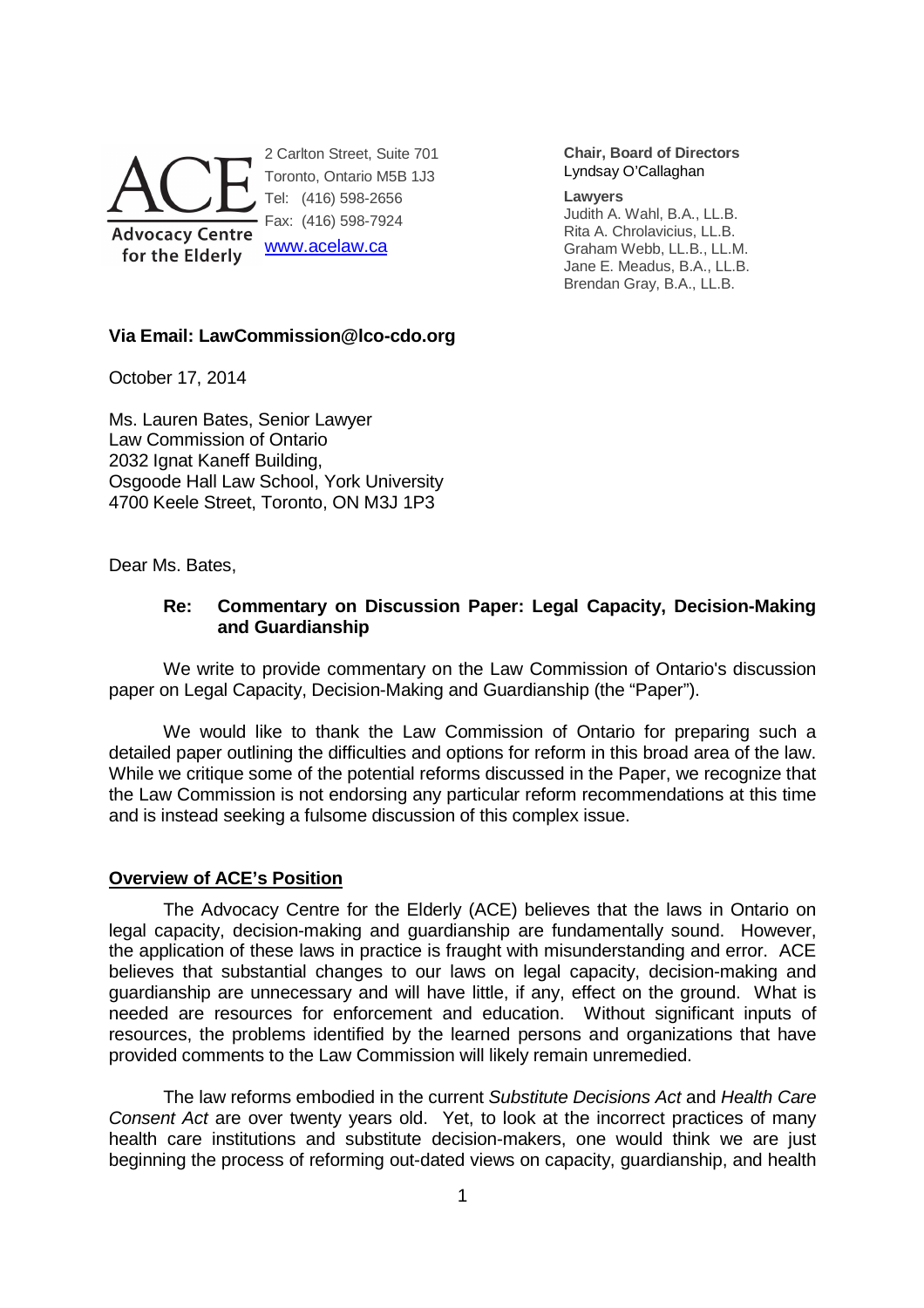**ACE**
**Advocacy Centre for the Elderly**

2 Carlton Street, Suite 701
Toronto, Ontario M5B 1J3
Tel: (416) 598-2656
Fax: (416) 598-7924
[www.acelaw.ca](http://www.acelaw.ca)

**Chair, Board of Directors**
Lyndsay O'Callaghan

**Lawyers**
Judith A. Wahl, B.A., LL.B.
Rita A. Chrolavicius, LL.B.
Graham Webb, LL.B., LL.M.
Jane E. Meadus, B.A., LL.B.
Brendan Gray, B.A., LL.B.

**Via Email: LawCommission@lco-cdo.org**

October 17, 2014

Ms. Lauren Bates, Senior Lawyer
Law Commission of Ontario
2032 Ignat Kaneff Building,
Osgoode Hall Law School, York University
4700 Keele Street, Toronto, ON M3J 1P3

Dear Ms. Bates,

**Re: Commentary on Discussion Paper: Legal Capacity, Decision-Making and Guardianship**

We write to provide commentary on the Law Commission of Ontario's discussion paper on Legal Capacity, Decision-Making and Guardianship (the "Paper").

We would like to thank the Law Commission of Ontario for preparing such a detailed paper outlining the difficulties and options for reform in this broad area of the law. While we critique some of the potential reforms discussed in the Paper, we recognize that the Law Commission is not endorsing any particular reform recommendations at this time and is instead seeking a fulsome discussion of this complex issue.

## Overview of ACE's Position

The Advocacy Centre for the Elderly (ACE) believes that the laws in Ontario on legal capacity, decision-making and guardianship are fundamentally sound. However, the application of these laws in practice is fraught with misunderstanding and error. ACE believes that substantial changes to our laws on legal capacity, decision-making and guardianship are unnecessary and will have little, if any, effect on the ground. What is needed are resources for enforcement and education. Without significant inputs of resources, the problems identified by the learned persons and organizations that have provided comments to the Law Commission will likely remain unremedied.

The law reforms embodied in the current *Substitute Decisions Act* and *Health Care Consent Act* are over twenty years old. Yet, to look at the incorrect practices of many health care institutions and substitute decision-makers, one would think we are just beginning the process of reforming out-dated views on capacity, guardianship, and health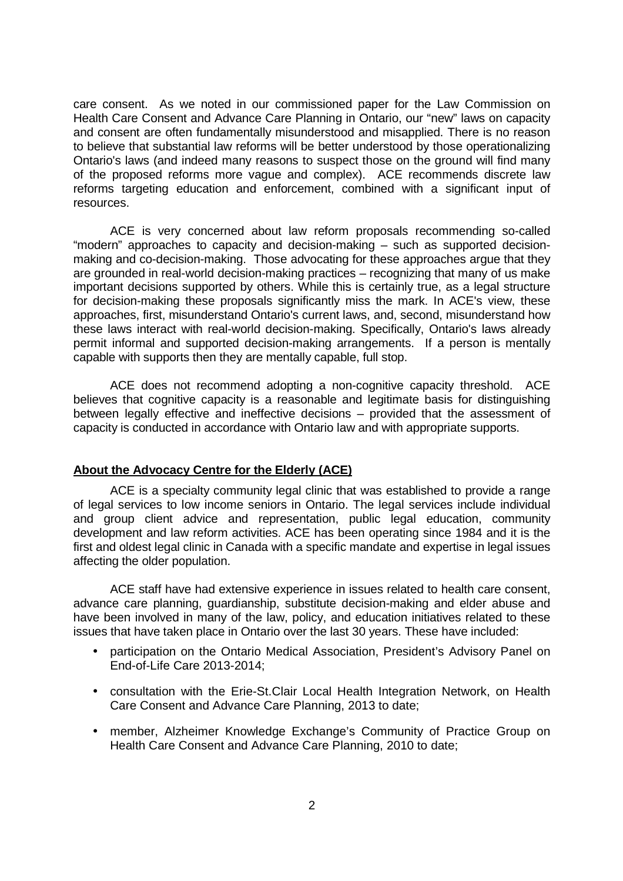care consent. As we noted in our commissioned paper for the Law Commission on Health Care Consent and Advance Care Planning in Ontario, our "new" laws on capacity and consent are often fundamentally misunderstood and misapplied. There is no reason to believe that substantial law reforms will be better understood by those operationalizing Ontario's laws (and indeed many reasons to suspect those on the ground will find many of the proposed reforms more vague and complex). ACE recommends discrete law reforms targeting education and enforcement, combined with a significant input of resources.

ACE is very concerned about law reform proposals recommending so-called "modern" approaches to capacity and decision-making – such as supported decision-making and co-decision-making. Those advocating for these approaches argue that they are grounded in real-world decision-making practices – recognizing that many of us make important decisions supported by others. While this is certainly true, as a legal structure for decision-making these proposals significantly miss the mark. In ACE's view, these approaches, first, misunderstand Ontario's current laws, and, second, misunderstand how these laws interact with real-world decision-making. Specifically, Ontario's laws already permit informal and supported decision-making arrangements. If a person is mentally capable with supports then they are mentally capable, full stop.

ACE does not recommend adopting a non-cognitive capacity threshold. ACE believes that cognitive capacity is a reasonable and legitimate basis for distinguishing between legally effective and ineffective decisions – provided that the assessment of capacity is conducted in accordance with Ontario law and with appropriate supports.

## About the Advocacy Centre for the Elderly (ACE)

ACE is a specialty community legal clinic that was established to provide a range of legal services to low income seniors in Ontario. The legal services include individual and group client advice and representation, public legal education, community development and law reform activities. ACE has been operating since 1984 and it is the first and oldest legal clinic in Canada with a specific mandate and expertise in legal issues affecting the older population.

ACE staff have had extensive experience in issues related to health care consent, advance care planning, guardianship, substitute decision-making and elder abuse and have been involved in many of the law, policy, and education initiatives related to these issues that have taken place in Ontario over the last 30 years. These have included:

- participation on the Ontario Medical Association, President's Advisory Panel on End-of-Life Care 2013-2014;
- consultation with the Erie-St.Clair Local Health Integration Network, on Health Care Consent and Advance Care Planning, 2013 to date;
- member, Alzheimer Knowledge Exchange's Community of Practice Group on Health Care Consent and Advance Care Planning, 2010 to date;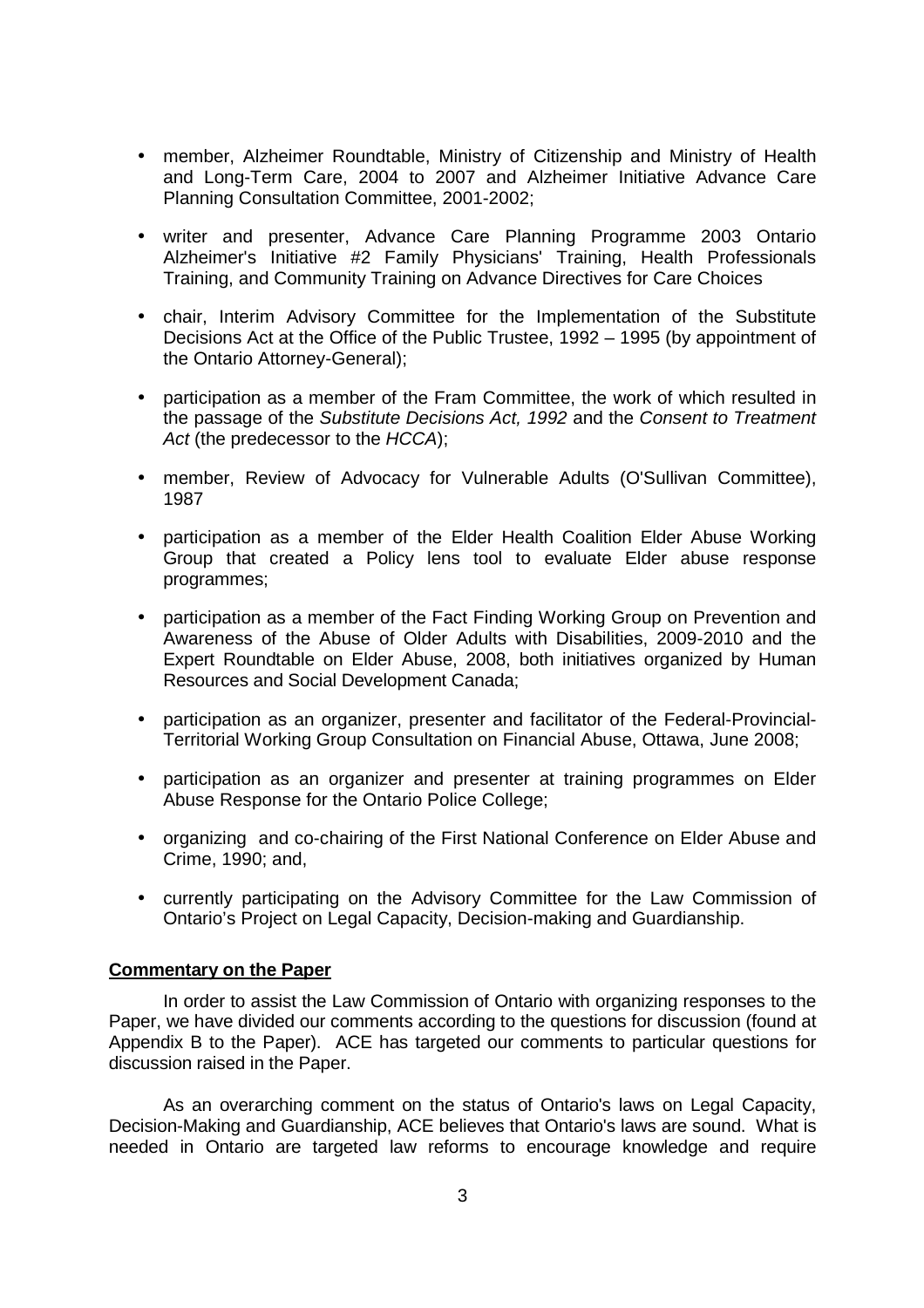- member, Alzheimer Roundtable, Ministry of Citizenship and Ministry of Health and Long-Term Care, 2004 to 2007 and Alzheimer Initiative Advance Care Planning Consultation Committee, 2001-2002;

- writer and presenter, Advance Care Planning Programme 2003 Ontario Alzheimer's Initiative #2 Family Physicians' Training, Health Professionals Training, and Community Training on Advance Directives for Care Choices

- chair, Interim Advisory Committee for the Implementation of the Substitute Decisions Act at the Office of the Public Trustee, 1992 – 1995 (by appointment of the Ontario Attorney-General);

- participation as a member of the Fram Committee, the work of which resulted in the passage of the *Substitute Decisions Act, 1992* and the *Consent to Treatment Act* (the predecessor to the *HCCA*);

- member, Review of Advocacy for Vulnerable Adults (O'Sullivan Committee), 1987

- participation as a member of the Elder Health Coalition Elder Abuse Working Group that created a Policy lens tool to evaluate Elder abuse response programmes;

- participation as a member of the Fact Finding Working Group on Prevention and Awareness of the Abuse of Older Adults with Disabilities, 2009-2010 and the Expert Roundtable on Elder Abuse, 2008, both initiatives organized by Human Resources and Social Development Canada;

- participation as an organizer, presenter and facilitator of the Federal-Provincial-Territorial Working Group Consultation on Financial Abuse, Ottawa, June 2008;

- participation as an organizer and presenter at training programmes on Elder Abuse Response for the Ontario Police College;

- organizing and co-chairing of the First National Conference on Elder Abuse and Crime, 1990; and,

- currently participating on the Advisory Committee for the Law Commission of Ontario's Project on Legal Capacity, Decision-making and Guardianship.

**Commentary on the Paper**

In order to assist the Law Commission of Ontario with organizing responses to the Paper, we have divided our comments according to the questions for discussion (found at Appendix B to the Paper). ACE has targeted our comments to particular questions for discussion raised in the Paper.

As an overarching comment on the status of Ontario's laws on Legal Capacity, Decision-Making and Guardianship, ACE believes that Ontario's laws are sound. What is needed in Ontario are targeted law reforms to encourage knowledge and require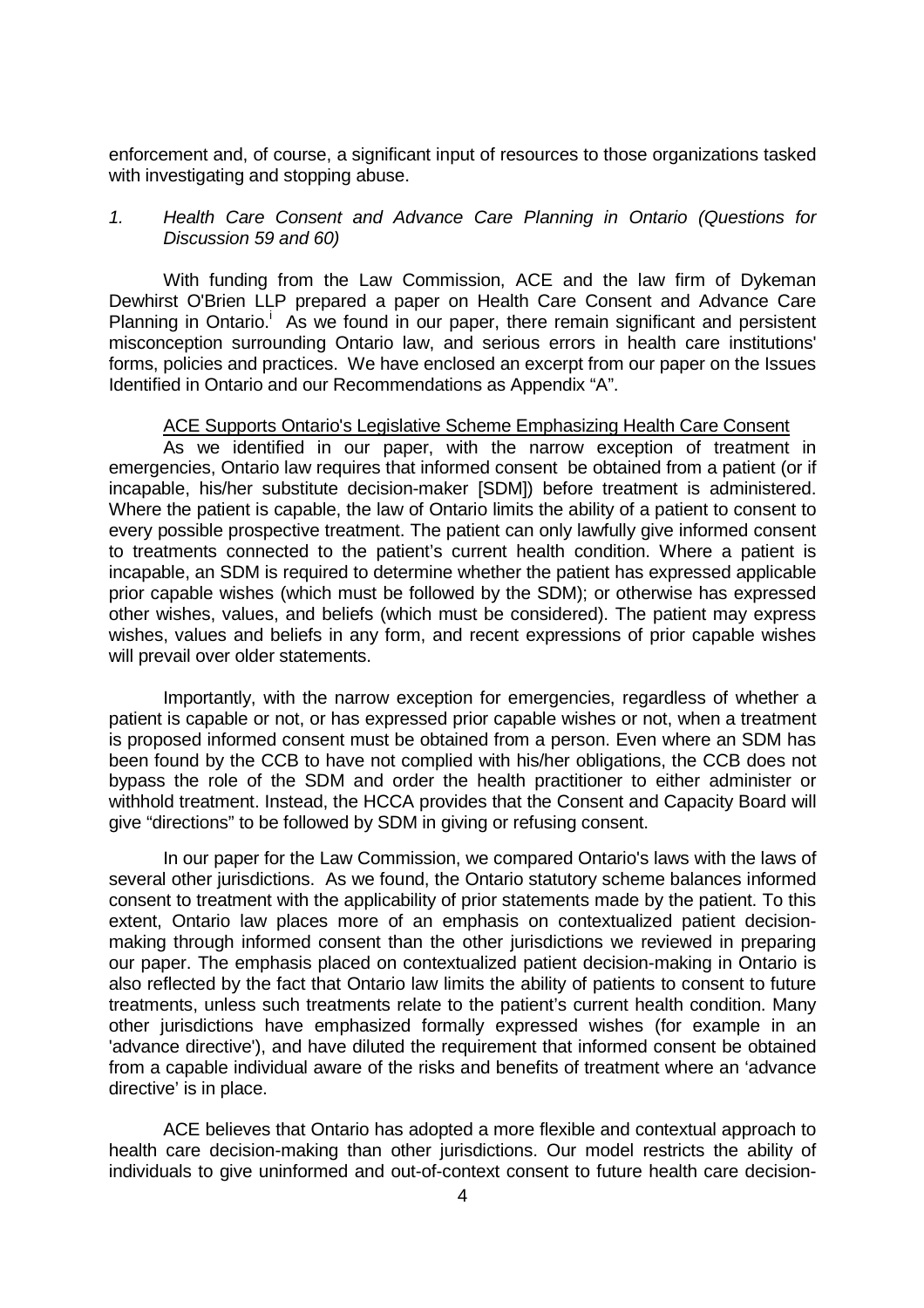enforcement and, of course, a significant input of resources to those organizations tasked with investigating and stopping abuse.

*1. Health Care Consent and Advance Care Planning in Ontario (Questions for Discussion 59 and 60)*

With funding from the Law Commission, ACE and the law firm of Dykeman Dewhirst O'Brien LLP prepared a paper on Health Care Consent and Advance Care Planning in Ontario.[i] As we found in our paper, there remain significant and persistent misconception surrounding Ontario law, and serious errors in health care institutions' forms, policies and practices. We have enclosed an excerpt from our paper on the Issues Identified in Ontario and our Recommendations as Appendix "A".

<u>ACE Supports Ontario's Legislative Scheme Emphasizing Health Care Consent</u>

As we identified in our paper, with the narrow exception of treatment in emergencies, Ontario law requires that informed consent be obtained from a patient (or if incapable, his/her substitute decision-maker [SDM]) before treatment is administered. Where the patient is capable, the law of Ontario limits the ability of a patient to consent to every possible prospective treatment. The patient can only lawfully give informed consent to treatments connected to the patient's current health condition. Where a patient is incapable, an SDM is required to determine whether the patient has expressed applicable prior capable wishes (which must be followed by the SDM); or otherwise has expressed other wishes, values, and beliefs (which must be considered). The patient may express wishes, values and beliefs in any form, and recent expressions of prior capable wishes will prevail over older statements.

Importantly, with the narrow exception for emergencies, regardless of whether a patient is capable or not, or has expressed prior capable wishes or not, when a treatment is proposed informed consent must be obtained from a person. Even where an SDM has been found by the CCB to have not complied with his/her obligations, the CCB does not bypass the role of the SDM and order the health practitioner to either administer or withhold treatment. Instead, the HCCA provides that the Consent and Capacity Board will give "directions" to be followed by SDM in giving or refusing consent.

In our paper for the Law Commission, we compared Ontario's laws with the laws of several other jurisdictions. As we found, the Ontario statutory scheme balances informed consent to treatment with the applicability of prior statements made by the patient. To this extent, Ontario law places more of an emphasis on contextualized patient decision-making through informed consent than the other jurisdictions we reviewed in preparing our paper. The emphasis placed on contextualized patient decision-making in Ontario is also reflected by the fact that Ontario law limits the ability of patients to consent to future treatments, unless such treatments relate to the patient's current health condition. Many other jurisdictions have emphasized formally expressed wishes (for example in an 'advance directive'), and have diluted the requirement that informed consent be obtained from a capable individual aware of the risks and benefits of treatment where an 'advance directive' is in place.

ACE believes that Ontario has adopted a more flexible and contextual approach to health care decision-making than other jurisdictions. Our model restricts the ability of individuals to give uninformed and out-of-context consent to future health care decision-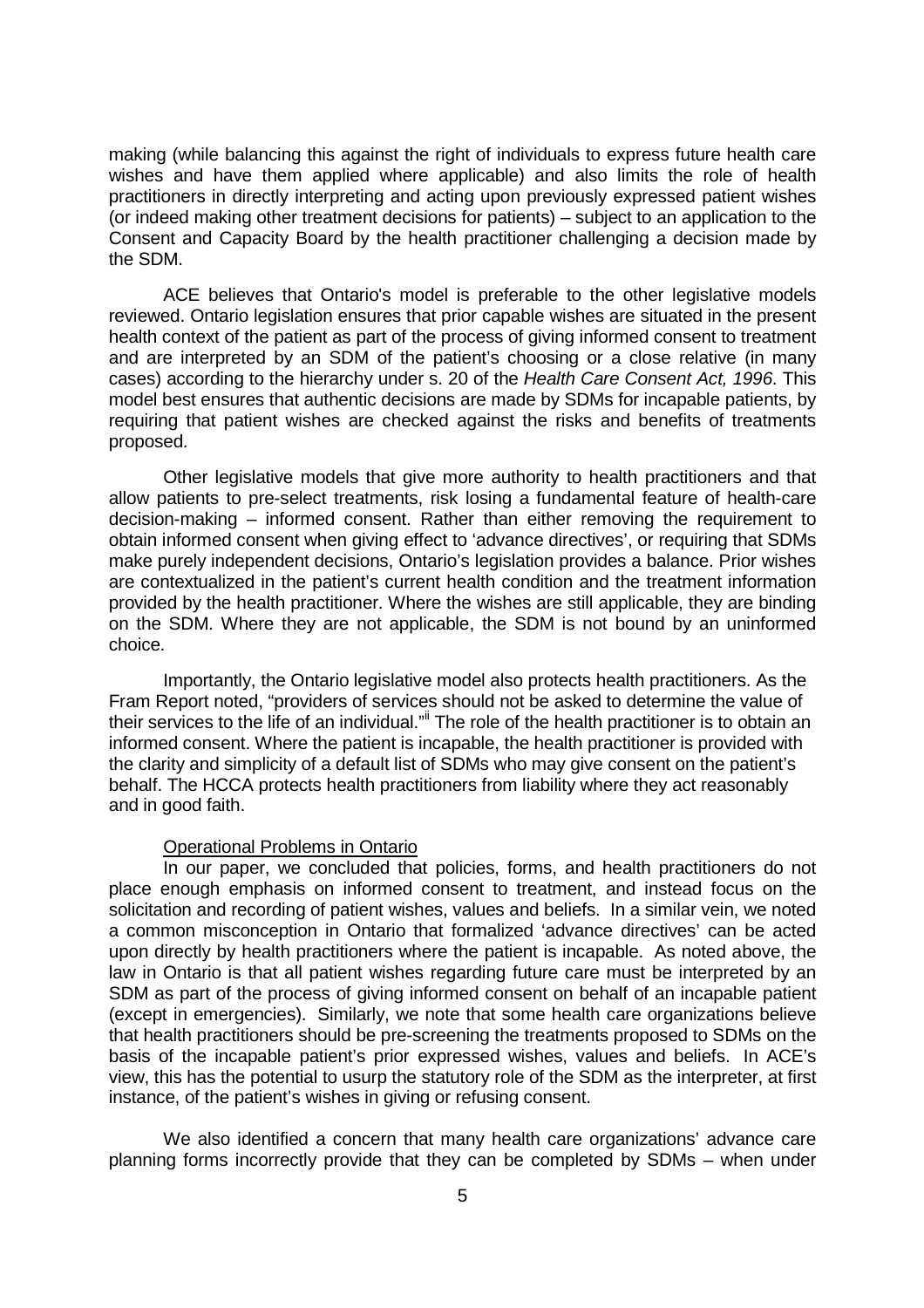making (while balancing this against the right of individuals to express future health care wishes and have them applied where applicable) and also limits the role of health practitioners in directly interpreting and acting upon previously expressed patient wishes (or indeed making other treatment decisions for patients) – subject to an application to the Consent and Capacity Board by the health practitioner challenging a decision made by the SDM.

ACE believes that Ontario's model is preferable to the other legislative models reviewed. Ontario legislation ensures that prior capable wishes are situated in the present health context of the patient as part of the process of giving informed consent to treatment and are interpreted by an SDM of the patient's choosing or a close relative (in many cases) according to the hierarchy under s. 20 of the *Health Care Consent Act, 1996*. This model best ensures that authentic decisions are made by SDMs for incapable patients, by requiring that patient wishes are checked against the risks and benefits of treatments proposed.

Other legislative models that give more authority to health practitioners and that allow patients to pre-select treatments, risk losing a fundamental feature of health-care decision-making – informed consent. Rather than either removing the requirement to obtain informed consent when giving effect to 'advance directives', or requiring that SDMs make purely independent decisions, Ontario's legislation provides a balance. Prior wishes are contextualized in the patient's current health condition and the treatment information provided by the health practitioner. Where the wishes are still applicable, they are binding on the SDM. Where they are not applicable, the SDM is not bound by an uninformed choice.

Importantly, the Ontario legislative model also protects health practitioners. As the Fram Report noted, "providers of services should not be asked to determine the value of their services to the life of an individual."[ii] The role of the health practitioner is to obtain an informed consent. Where the patient is incapable, the health practitioner is provided with the clarity and simplicity of a default list of SDMs who may give consent on the patient's behalf. The HCCA protects health practitioners from liability where they act reasonably and in good faith.

Operational Problems in Ontario

In our paper, we concluded that policies, forms, and health practitioners do not place enough emphasis on informed consent to treatment, and instead focus on the solicitation and recording of patient wishes, values and beliefs. In a similar vein, we noted a common misconception in Ontario that formalized 'advance directives' can be acted upon directly by health practitioners where the patient is incapable. As noted above, the law in Ontario is that all patient wishes regarding future care must be interpreted by an SDM as part of the process of giving informed consent on behalf of an incapable patient (except in emergencies). Similarly, we note that some health care organizations believe that health practitioners should be pre-screening the treatments proposed to SDMs on the basis of the incapable patient's prior expressed wishes, values and beliefs. In ACE's view, this has the potential to usurp the statutory role of the SDM as the interpreter, at first instance, of the patient's wishes in giving or refusing consent.

We also identified a concern that many health care organizations' advance care planning forms incorrectly provide that they can be completed by SDMs – when under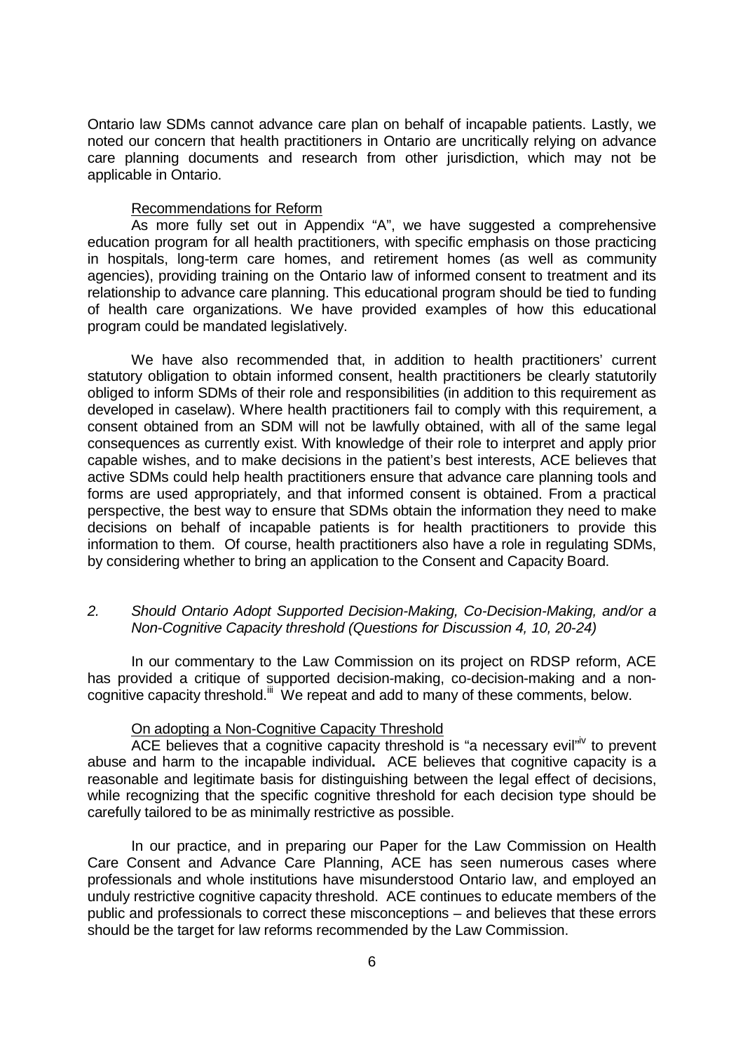Ontario law SDMs cannot advance care plan on behalf of incapable patients. Lastly, we noted our concern that health practitioners in Ontario are uncritically relying on advance care planning documents and research from other jurisdiction, which may not be applicable in Ontario.

Recommendations for Reform

As more fully set out in Appendix "A", we have suggested a comprehensive education program for all health practitioners, with specific emphasis on those practicing in hospitals, long-term care homes, and retirement homes (as well as community agencies), providing training on the Ontario law of informed consent to treatment and its relationship to advance care planning. This educational program should be tied to funding of health care organizations. We have provided examples of how this educational program could be mandated legislatively.

We have also recommended that, in addition to health practitioners' current statutory obligation to obtain informed consent, health practitioners be clearly statutorily obliged to inform SDMs of their role and responsibilities (in addition to this requirement as developed in caselaw). Where health practitioners fail to comply with this requirement, a consent obtained from an SDM will not be lawfully obtained, with all of the same legal consequences as currently exist. With knowledge of their role to interpret and apply prior capable wishes, and to make decisions in the patient's best interests, ACE believes that active SDMs could help health practitioners ensure that advance care planning tools and forms are used appropriately, and that informed consent is obtained. From a practical perspective, the best way to ensure that SDMs obtain the information they need to make decisions on behalf of incapable patients is for health practitioners to provide this information to them. Of course, health practitioners also have a role in regulating SDMs, by considering whether to bring an application to the Consent and Capacity Board.

*2. Should Ontario Adopt Supported Decision-Making, Co-Decision-Making, and/or a Non-Cognitive Capacity threshold (Questions for Discussion 4, 10, 20-24)*

In our commentary to the Law Commission on its project on RDSP reform, ACE has provided a critique of supported decision-making, co-decision-making and a non-cognitive capacity threshold.[iii] We repeat and add to many of these comments, below.

On adopting a Non-Cognitive Capacity Threshold

ACE believes that a cognitive capacity threshold is "a necessary evil"[iv] to prevent abuse and harm to the incapable individual**.** ACE believes that cognitive capacity is a reasonable and legitimate basis for distinguishing between the legal effect of decisions, while recognizing that the specific cognitive threshold for each decision type should be carefully tailored to be as minimally restrictive as possible.

In our practice, and in preparing our Paper for the Law Commission on Health Care Consent and Advance Care Planning, ACE has seen numerous cases where professionals and whole institutions have misunderstood Ontario law, and employed an unduly restrictive cognitive capacity threshold. ACE continues to educate members of the public and professionals to correct these misconceptions – and believes that these errors should be the target for law reforms recommended by the Law Commission.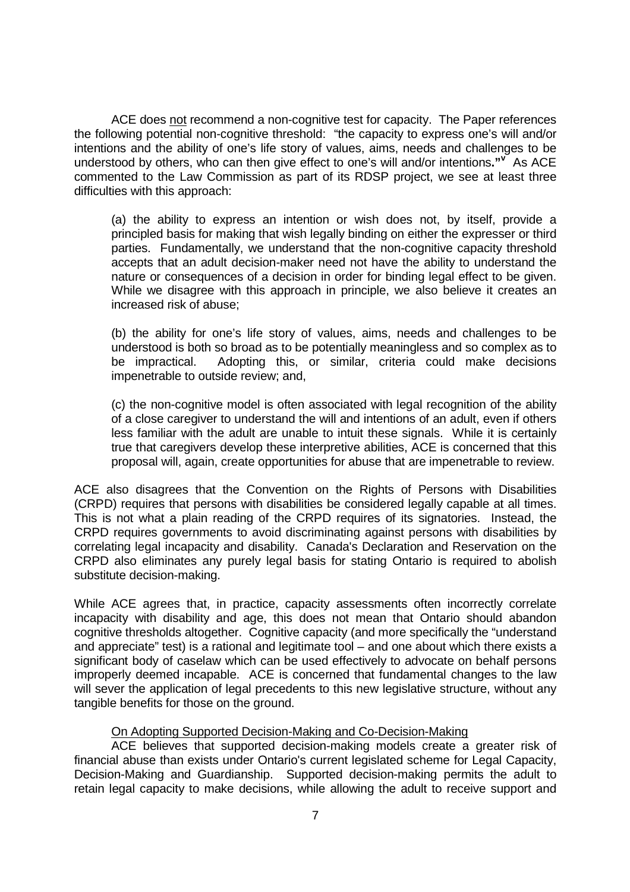ACE does <u>not</u> recommend a non-cognitive test for capacity. The Paper references the following potential non-cognitive threshold: "the capacity to express one's will and/or intentions and the ability of one's life story of values, aims, needs and challenges to be understood by others, who can then give effect to one's will and/or intentions**."**[v] As ACE commented to the Law Commission as part of its RDSP project, we see at least three difficulties with this approach:

> (a) the ability to express an intention or wish does not, by itself, provide a principled basis for making that wish legally binding on either the expresser or third parties. Fundamentally, we understand that the non-cognitive capacity threshold accepts that an adult decision-maker need not have the ability to understand the nature or consequences of a decision in order for binding legal effect to be given. While we disagree with this approach in principle, we also believe it creates an increased risk of abuse;
>
> (b) the ability for one's life story of values, aims, needs and challenges to be understood is both so broad as to be potentially meaningless and so complex as to be impractical. Adopting this, or similar, criteria could make decisions impenetrable to outside review; and,
>
> (c) the non-cognitive model is often associated with legal recognition of the ability of a close caregiver to understand the will and intentions of an adult, even if others less familiar with the adult are unable to intuit these signals. While it is certainly true that caregivers develop these interpretive abilities, ACE is concerned that this proposal will, again, create opportunities for abuse that are impenetrable to review.

ACE also disagrees that the Convention on the Rights of Persons with Disabilities (CRPD) requires that persons with disabilities be considered legally capable at all times. This is not what a plain reading of the CRPD requires of its signatories. Instead, the CRPD requires governments to avoid discriminating against persons with disabilities by correlating legal incapacity and disability. Canada's Declaration and Reservation on the CRPD also eliminates any purely legal basis for stating Ontario is required to abolish substitute decision-making.

While ACE agrees that, in practice, capacity assessments often incorrectly correlate incapacity with disability and age, this does not mean that Ontario should abandon cognitive thresholds altogether. Cognitive capacity (and more specifically the "understand and appreciate" test) is a rational and legitimate tool – and one about which there exists a significant body of caselaw which can be used effectively to advocate on behalf persons improperly deemed incapable. ACE is concerned that fundamental changes to the law will sever the application of legal precedents to this new legislative structure, without any tangible benefits for those on the ground.

<u>On Adopting Supported Decision-Making and Co-Decision-Making</u>

ACE believes that supported decision-making models create a greater risk of financial abuse than exists under Ontario's current legislated scheme for Legal Capacity, Decision-Making and Guardianship. Supported decision-making permits the adult to retain legal capacity to make decisions, while allowing the adult to receive support and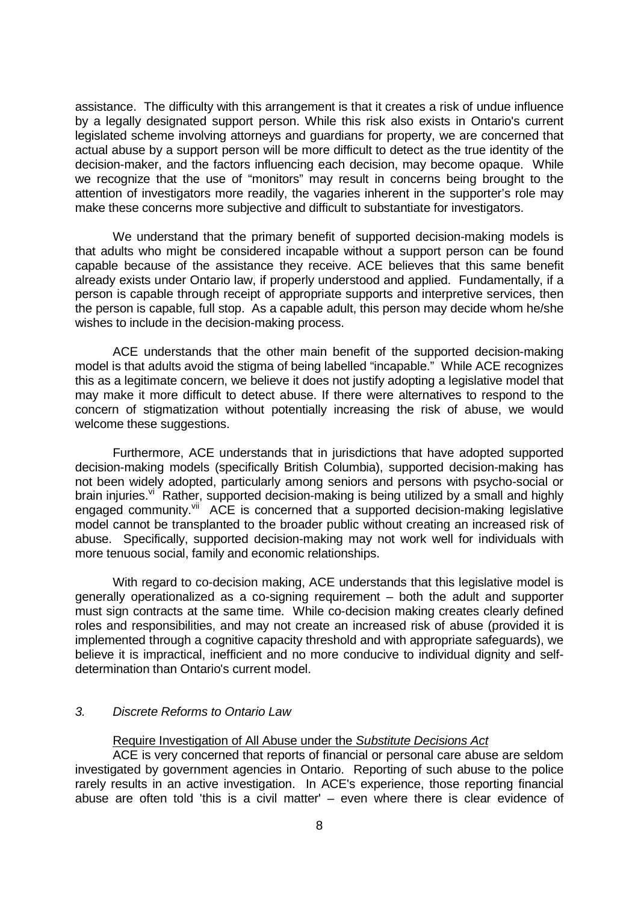assistance. The difficulty with this arrangement is that it creates a risk of undue influence by a legally designated support person. While this risk also exists in Ontario's current legislated scheme involving attorneys and guardians for property, we are concerned that actual abuse by a support person will be more difficult to detect as the true identity of the decision-maker, and the factors influencing each decision, may become opaque. While we recognize that the use of "monitors" may result in concerns being brought to the attention of investigators more readily, the vagaries inherent in the supporter's role may make these concerns more subjective and difficult to substantiate for investigators.

We understand that the primary benefit of supported decision-making models is that adults who might be considered incapable without a support person can be found capable because of the assistance they receive. ACE believes that this same benefit already exists under Ontario law, if properly understood and applied. Fundamentally, if a person is capable through receipt of appropriate supports and interpretive services, then the person is capable, full stop. As a capable adult, this person may decide whom he/she wishes to include in the decision-making process.

ACE understands that the other main benefit of the supported decision-making model is that adults avoid the stigma of being labelled "incapable." While ACE recognizes this as a legitimate concern, we believe it does not justify adopting a legislative model that may make it more difficult to detect abuse. If there were alternatives to respond to the concern of stigmatization without potentially increasing the risk of abuse, we would welcome these suggestions.

Furthermore, ACE understands that in jurisdictions that have adopted supported decision-making models (specifically British Columbia), supported decision-making has not been widely adopted, particularly among seniors and persons with psycho-social or brain injuries.[vi] Rather, supported decision-making is being utilized by a small and highly engaged community.[vii] ACE is concerned that a supported decision-making legislative model cannot be transplanted to the broader public without creating an increased risk of abuse. Specifically, supported decision-making may not work well for individuals with more tenuous social, family and economic relationships.

With regard to co-decision making, ACE understands that this legislative model is generally operationalized as a co-signing requirement – both the adult and supporter must sign contracts at the same time. While co-decision making creates clearly defined roles and responsibilities, and may not create an increased risk of abuse (provided it is implemented through a cognitive capacity threshold and with appropriate safeguards), we believe it is impractical, inefficient and no more conducive to individual dignity and self-determination than Ontario's current model.

### *3. Discrete Reforms to Ontario Law*

<u>Require Investigation of All Abuse under the *Substitute Decisions Act*</u>

ACE is very concerned that reports of financial or personal care abuse are seldom investigated by government agencies in Ontario. Reporting of such abuse to the police rarely results in an active investigation. In ACE's experience, those reporting financial abuse are often told 'this is a civil matter' – even where there is clear evidence of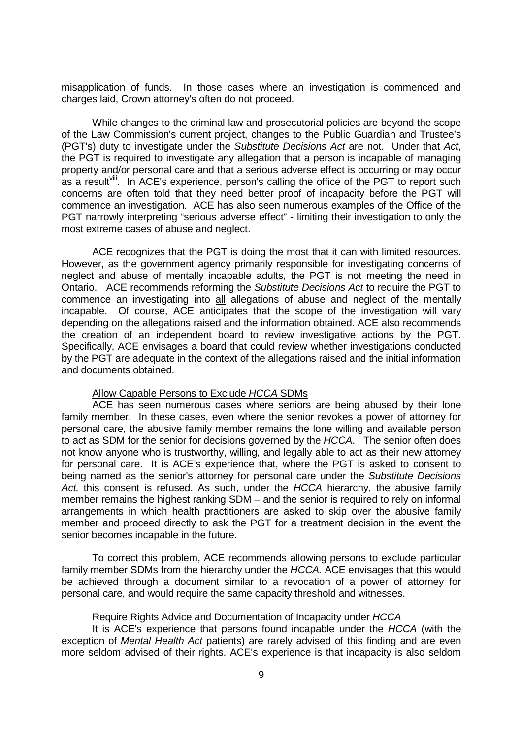misapplication of funds. In those cases where an investigation is commenced and charges laid, Crown attorney's often do not proceed.

While changes to the criminal law and prosecutorial policies are beyond the scope of the Law Commission's current project, changes to the Public Guardian and Trustee's (PGT's) duty to investigate under the *Substitute Decisions Act* are not. Under that *Act*, the PGT is required to investigate any allegation that a person is incapable of managing property and/or personal care and that a serious adverse effect is occurring or may occur as a result[viii]. In ACE's experience, person's calling the office of the PGT to report such concerns are often told that they need better proof of incapacity before the PGT will commence an investigation. ACE has also seen numerous examples of the Office of the PGT narrowly interpreting "serious adverse effect" - limiting their investigation to only the most extreme cases of abuse and neglect.

ACE recognizes that the PGT is doing the most that it can with limited resources. However, as the government agency primarily responsible for investigating concerns of neglect and abuse of mentally incapable adults, the PGT is not meeting the need in Ontario. ACE recommends reforming the *Substitute Decisions Act* to require the PGT to commence an investigating into <u>all</u> allegations of abuse and neglect of the mentally incapable. Of course, ACE anticipates that the scope of the investigation will vary depending on the allegations raised and the information obtained. ACE also recommends the creation of an independent board to review investigative actions by the PGT. Specifically, ACE envisages a board that could review whether investigations conducted by the PGT are adequate in the context of the allegations raised and the initial information and documents obtained.

<u>Allow Capable Persons to Exclude *HCCA* SDMs</u>

ACE has seen numerous cases where seniors are being abused by their lone family member. In these cases, even where the senior revokes a power of attorney for personal care, the abusive family member remains the lone willing and available person to act as SDM for the senior for decisions governed by the *HCCA*. The senior often does not know anyone who is trustworthy, willing, and legally able to act as their new attorney for personal care. It is ACE's experience that, where the PGT is asked to consent to being named as the senior's attorney for personal care under the *Substitute Decisions Act,* this consent is refused. As such, under the *HCCA* hierarchy, the abusive family member remains the highest ranking SDM – and the senior is required to rely on informal arrangements in which health practitioners are asked to skip over the abusive family member and proceed directly to ask the PGT for a treatment decision in the event the senior becomes incapable in the future.

To correct this problem, ACE recommends allowing persons to exclude particular family member SDMs from the hierarchy under the *HCCA.* ACE envisages that this would be achieved through a document similar to a revocation of a power of attorney for personal care, and would require the same capacity threshold and witnesses.

<u>Require Rights Advice and Documentation of Incapacity under *HCCA*</u>

It is ACE's experience that persons found incapable under the *HCCA* (with the exception of *Mental Health Act* patients) are rarely advised of this finding and are even more seldom advised of their rights. ACE's experience is that incapacity is also seldom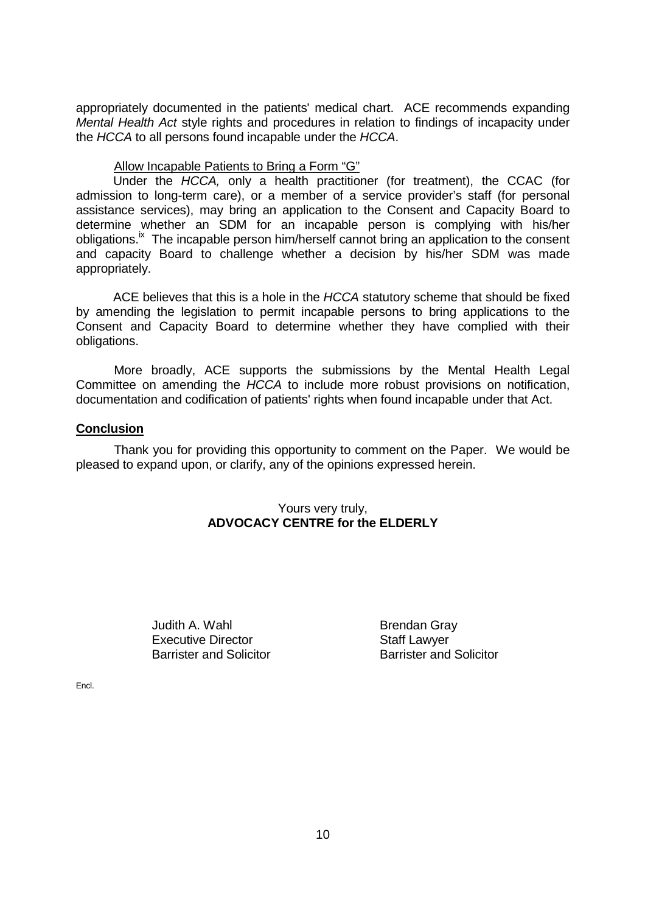appropriately documented in the patients' medical chart. ACE recommends expanding *Mental Health Act* style rights and procedures in relation to findings of incapacity under the *HCCA* to all persons found incapable under the *HCCA*.

Allow Incapable Patients to Bring a Form "G"

Under the *HCCA,* only a health practitioner (for treatment), the CCAC (for admission to long-term care), or a member of a service provider's staff (for personal assistance services), may bring an application to the Consent and Capacity Board to determine whether an SDM for an incapable person is complying with his/her obligations.[ix] The incapable person him/herself cannot bring an application to the consent and capacity Board to challenge whether a decision by his/her SDM was made appropriately.

ACE believes that this is a hole in the *HCCA* statutory scheme that should be fixed by amending the legislation to permit incapable persons to bring applications to the Consent and Capacity Board to determine whether they have complied with their obligations.

More broadly, ACE supports the submissions by the Mental Health Legal Committee on amending the *HCCA* to include more robust provisions on notification, documentation and codification of patients' rights when found incapable under that Act.

## Conclusion

Thank you for providing this opportunity to comment on the Paper. We would be pleased to expand upon, or clarify, any of the opinions expressed herein.

Yours very truly,
**ADVOCACY CENTRE for the ELDERLY**

Judith A. Wahl
Executive Director
Barrister and Solicitor

Brendan Gray
Staff Lawyer
Barrister and Solicitor

Encl.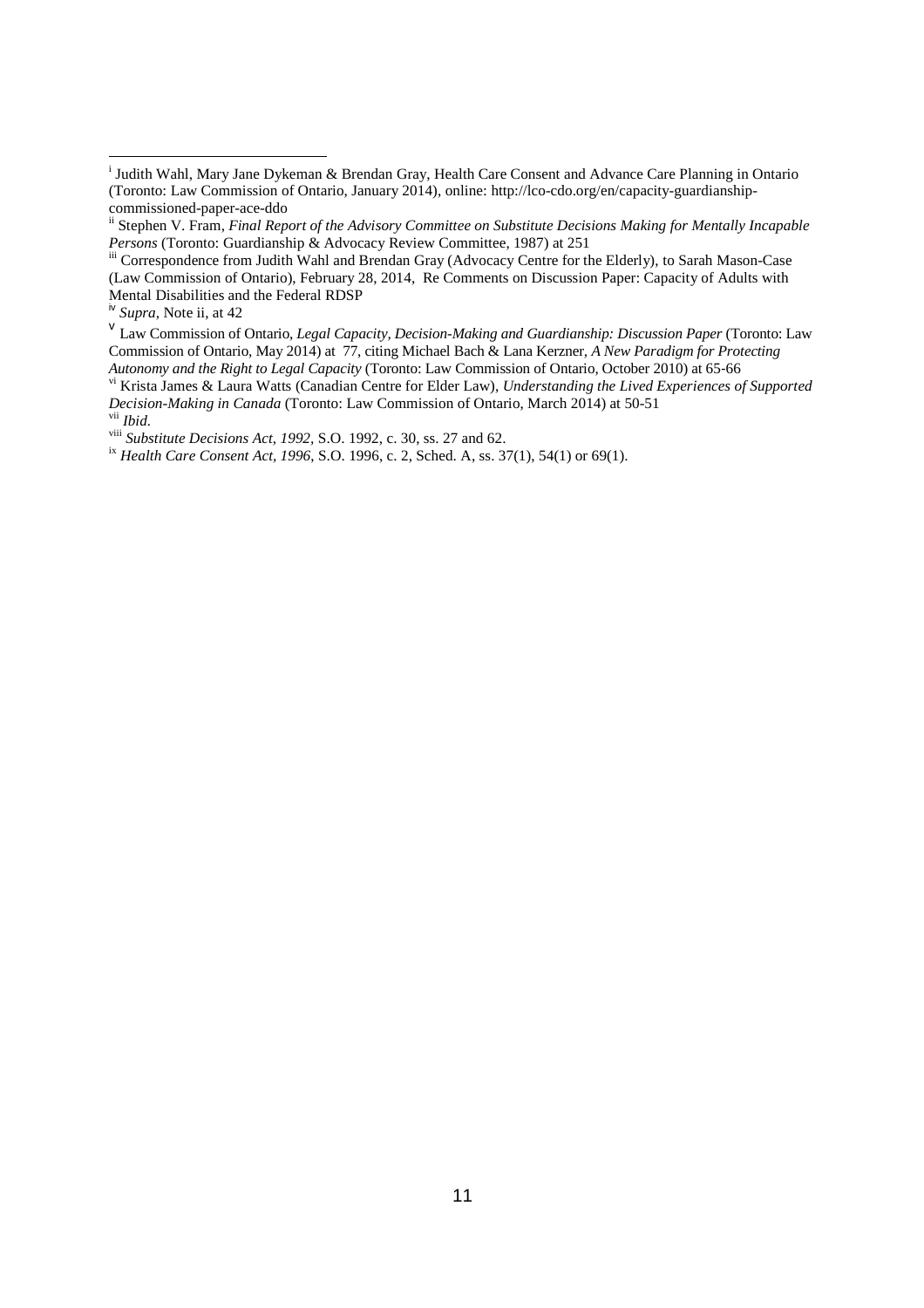[i] Judith Wahl, Mary Jane Dykeman & Brendan Gray, Health Care Consent and Advance Care Planning in Ontario (Toronto: Law Commission of Ontario, January 2014), online: http://lco-cdo.org/en/capacity-guardianship-commissioned-paper-ace-ddo

[ii] Stephen V. Fram, *Final Report of the Advisory Committee on Substitute Decisions Making for Mentally Incapable Persons* (Toronto: Guardianship & Advocacy Review Committee, 1987) at 251

[iii] Correspondence from Judith Wahl and Brendan Gray (Advocacy Centre for the Elderly), to Sarah Mason-Case (Law Commission of Ontario), February 28, 2014, Re Comments on Discussion Paper: Capacity of Adults with Mental Disabilities and the Federal RDSP

[iv] *Supra,* Note ii, at 42

[v] Law Commission of Ontario, *Legal Capacity, Decision-Making and Guardianship: Discussion Paper* (Toronto: Law Commission of Ontario, May 2014) at 77, citing Michael Bach & Lana Kerzner, *A New Paradigm for Protecting Autonomy and the Right to Legal Capacity* (Toronto: Law Commission of Ontario, October 2010) at 65-66

[vi] Krista James & Laura Watts (Canadian Centre for Elder Law), *Understanding the Lived Experiences of Supported Decision-Making in Canada* (Toronto: Law Commission of Ontario, March 2014) at 50-51

[vii] *Ibid.*

[viii] *Substitute Decisions Act, 1992*, S.O. 1992, c. 30, ss. 27 and 62.

[ix] *Health Care Consent Act, 1996*, S.O. 1996, c. 2, Sched. A, ss. 37(1), 54(1) or 69(1).